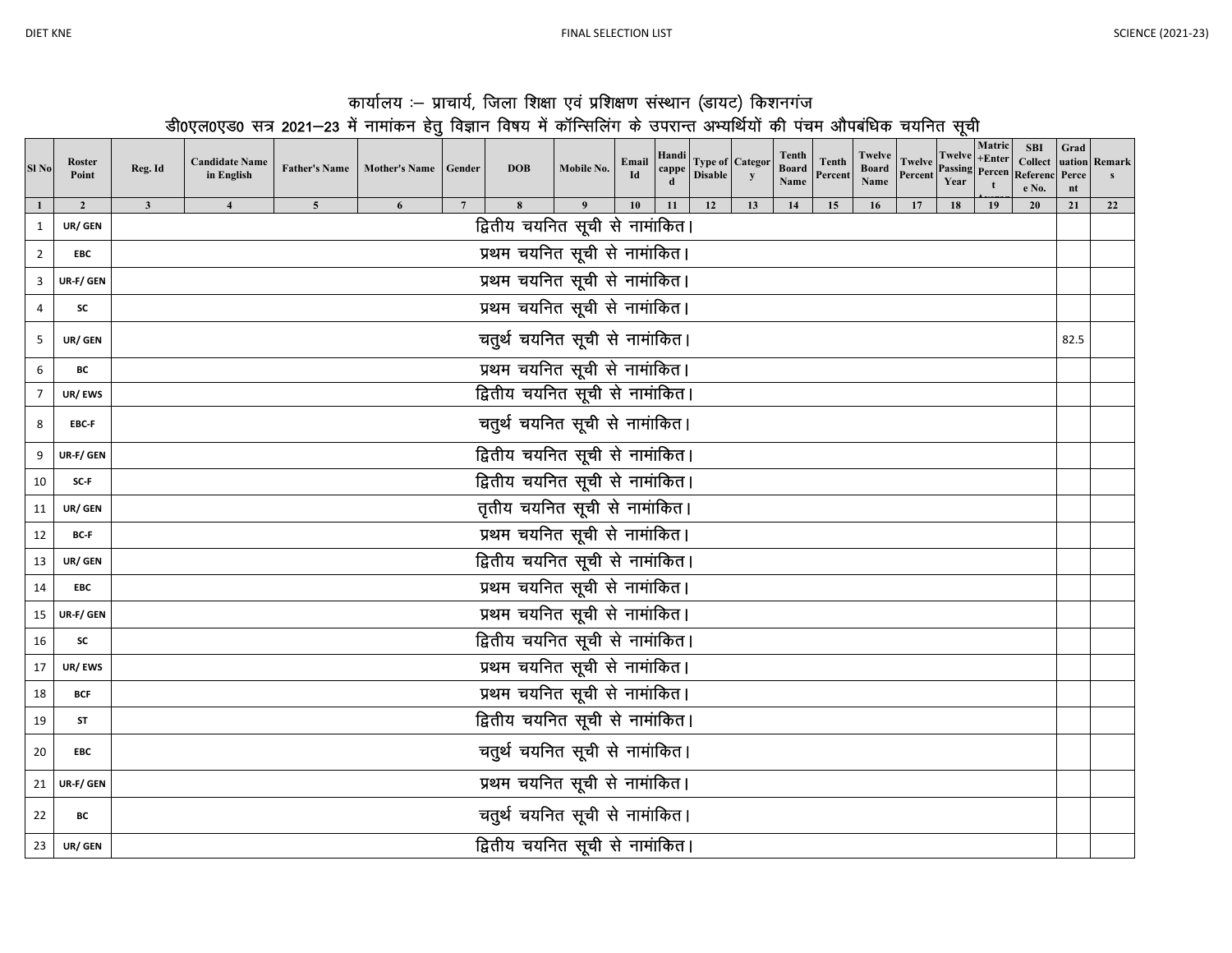# कार्यालय :– प्राचार्य, जिला शिक्षा एवं प्रशिक्षण संस्थान (डायट) किशनगंज

## डी0एल0एड0 सत्र 2021–23 में नामांकन हेतु विज्ञान विषय में कॉन्सिलिंग के उपरान्त अभ्यर्थियों की पंचम औपबंधिक चयनित सूची

| Sl No | Roster Point | Reg. Id | Candidate Name in English | Father's Name | Mother's Name | Gender | DOB | Mobile No. | Email Id | Handicapped | Type of Disable | Category | Tenth Board Name | Tenth Percent | Twelve Board Name | Twelve Percent | Twelve Passing Year | Matric +Enter Percent | SBI Collect Reference No. | Graduation Percent | Remarks |
|---|---|---|---|---|---|---|---|---|---|---|---|---|---|---|---|---|---|---|---|---|---|
| 1 | 2 | 3 | 4 | 5 | 6 | 7 | 8 | 9 | 10 | 11 | 12 | 13 | 14 | 15 | 16 | 17 | 18 | 19 | 20 | 21 | 22 |
| 1 | UR/ GEN | द्वितीय चयनित सूची से नामांकित। | | | | | | | | | | | | | | | | | | | |
| 2 | EBC | प्रथम चयनित सूची से नामांकित। | | | | | | | | | | | | | | | | | | | |
| 3 | UR-F/ GEN | प्रथम चयनित सूची से नामांकित। | | | | | | | | | | | | | | | | | | | |
| 4 | SC | प्रथम चयनित सूची से नामांकित। | | | | | | | | | | | | | | | | | | | |
| 5 | UR/ GEN | चतुर्थ चयनित सूची से नामांकित। | | | | | | | | | | | | | | | | | | 82.5 | |
| 6 | BC | प्रथम चयनित सूची से नामांकित। | | | | | | | | | | | | | | | | | | | |
| 7 | UR/ EWS | द्वितीय चयनित सूची से नामांकित। | | | | | | | | | | | | | | | | | | | |
| 8 | EBC-F | चतुर्थ चयनित सूची से नामांकित। | | | | | | | | | | | | | | | | | | | |
| 9 | UR-F/ GEN | द्वितीय चयनित सूची से नामांकित। | | | | | | | | | | | | | | | | | | | |
| 10 | SC-F | द्वितीय चयनित सूची से नामांकित। | | | | | | | | | | | | | | | | | | | |
| 11 | UR/ GEN | तृतीय चयनित सूची से नामांकित। | | | | | | | | | | | | | | | | | | | |
| 12 | BC-F | प्रथम चयनित सूची से नामांकित। | | | | | | | | | | | | | | | | | | | |
| 13 | UR/ GEN | द्वितीय चयनित सूची से नामांकित। | | | | | | | | | | | | | | | | | | | |
| 14 | EBC | प्रथम चयनित सूची से नामांकित। | | | | | | | | | | | | | | | | | | | |
| 15 | UR-F/ GEN | प्रथम चयनित सूची से नामांकित। | | | | | | | | | | | | | | | | | | | |
| 16 | SC | द्वितीय चयनित सूची से नामांकित। | | | | | | | | | | | | | | | | | | | |
| 17 | UR/ EWS | प्रथम चयनित सूची से नामांकित। | | | | | | | | | | | | | | | | | | | |
| 18 | BCF | प्रथम चयनित सूची से नामांकित। | | | | | | | | | | | | | | | | | | | |
| 19 | ST | द्वितीय चयनित सूची से नामांकित। | | | | | | | | | | | | | | | | | | | |
| 20 | EBC | चतुर्थ चयनित सूची से नामांकित। | | | | | | | | | | | | | | | | | | | |
| 21 | UR-F/ GEN | प्रथम चयनित सूची से नामांकित। | | | | | | | | | | | | | | | | | | | |
| 22 | BC | चतुर्थ चयनित सूची से नामांकित। | | | | | | | | | | | | | | | | | | | |
| 23 | UR/ GEN | द्वितीय चयनित सूची से नामांकित। | | | | | | | | | | | | | | | | | | | |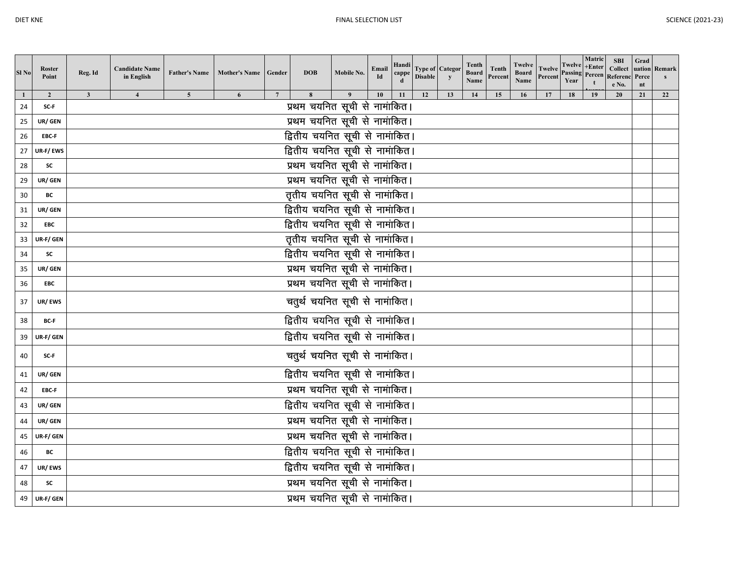| Sl No | Roster Point | Reg. Id | Candidate Name in English | Father's Name | Mother's Name | Gender | DOB | Mobile No. | Email Id | Handicapped | Type of Disable | Category | Tenth Board Name | Tenth Percent | Twelve Board Name | Twelve Percent | Twelve Passing Year | Matric+Enter Percent | SBI Collect Reference No. | Graduation Percent | Remarks |
|---|---|---|---|---|---|---|---|---|---|---|---|---|---|---|---|---|---|---|---|---|---|
| 1 | 2 | 3 | 4 | 5 | 6 | 7 | 8 | 9 | 10 | 11 | 12 | 13 | 14 | 15 | 16 | 17 | 18 | 19 | 20 | 21 | 22 |
| 24 | SC-F | प्रथम चयनित सूची से नामांकित। | | | | | | | | | | | | | | | | | | | |
| 25 | UR/ GEN | प्रथम चयनित सूची से नामांकित। | | | | | | | | | | | | | | | | | | | |
| 26 | EBC-F | द्वितीय चयनित सूची से नामांकित। | | | | | | | | | | | | | | | | | | | |
| 27 | UR-F/ EWS | द्वितीय चयनित सूची से नामांकित। | | | | | | | | | | | | | | | | | | | |
| 28 | SC | प्रथम चयनित सूची से नामांकित। | | | | | | | | | | | | | | | | | | | |
| 29 | UR/ GEN | प्रथम चयनित सूची से नामांकित। | | | | | | | | | | | | | | | | | | | |
| 30 | BC | तृतीय चयनित सूची से नामांकित। | | | | | | | | | | | | | | | | | | | |
| 31 | UR/ GEN | द्वितीय चयनित सूची से नामांकित। | | | | | | | | | | | | | | | | | | | |
| 32 | EBC | द्वितीय चयनित सूची से नामांकित। | | | | | | | | | | | | | | | | | | | |
| 33 | UR-F/ GEN | तृतीय चयनित सूची से नामांकित। | | | | | | | | | | | | | | | | | | | |
| 34 | SC | द्वितीय चयनित सूची से नामांकित। | | | | | | | | | | | | | | | | | | | |
| 35 | UR/ GEN | प्रथम चयनित सूची से नामांकित। | | | | | | | | | | | | | | | | | | | |
| 36 | EBC | प्रथम चयनित सूची से नामांकित। | | | | | | | | | | | | | | | | | | | |
| 37 | UR/ EWS | चतुर्थ चयनित सूची से नामांकित। | | | | | | | | | | | | | | | | | | | |
| 38 | BC-F | द्वितीय चयनित सूची से नामांकित। | | | | | | | | | | | | | | | | | | | |
| 39 | UR-F/ GEN | द्वितीय चयनित सूची से नामांकित। | | | | | | | | | | | | | | | | | | | |
| 40 | SC-F | चतुर्थ चयनित सूची से नामांकित। | | | | | | | | | | | | | | | | | | | |
| 41 | UR/ GEN | द्वितीय चयनित सूची से नामांकित। | | | | | | | | | | | | | | | | | | | |
| 42 | EBC-F | प्रथम चयनित सूची से नामांकित। | | | | | | | | | | | | | | | | | | | |
| 43 | UR/ GEN | द्वितीय चयनित सूची से नामांकित। | | | | | | | | | | | | | | | | | | | |
| 44 | UR/ GEN | प्रथम चयनित सूची से नामांकित। | | | | | | | | | | | | | | | | | | | |
| 45 | UR-F/ GEN | प्रथम चयनित सूची से नामांकित। | | | | | | | | | | | | | | | | | | | |
| 46 | BC | द्वितीय चयनित सूची से नामांकित। | | | | | | | | | | | | | | | | | | | |
| 47 | UR/ EWS | द्वितीय चयनित सूची से नामांकित। | | | | | | | | | | | | | | | | | | | |
| 48 | SC | प्रथम चयनित सूची से नामांकित। | | | | | | | | | | | | | | | | | | | |
| 49 | UR-F/ GEN | प्रथम चयनित सूची से नामांकित। | | | | | | | | | | | | | | | | | | | |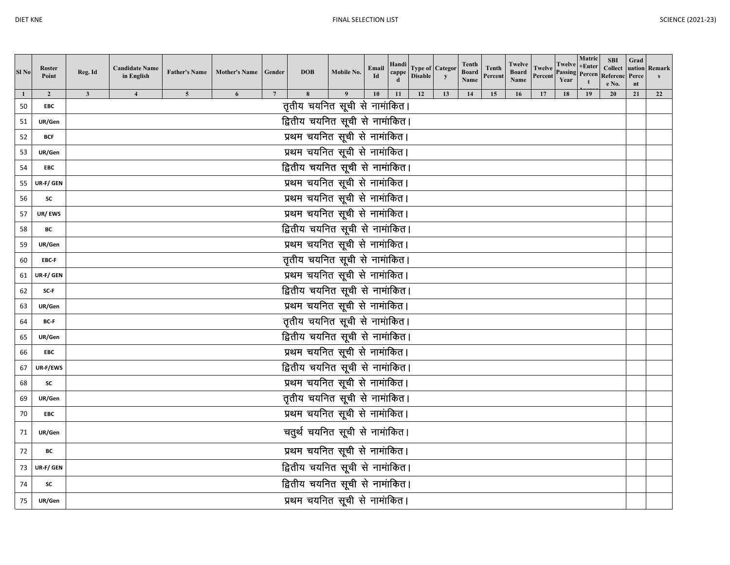| Sl No | Roster Point | Reg. Id | Candidate Name in English | Father's Name | Mother's Name | Gender | DOB | Mobile No. | Email Id | Handicapped | Type of Disable | Category | Tenth Board Name | Tenth Percent | Twelve Board Name | Twelve Percent | Twelve Passing Year | Matric +Enter Percent | SBI Collect Reference No. | Graduation Percent | Remarks |
|---|---|---|---|---|---|---|---|---|---|---|---|---|---|---|---|---|---|---|---|---|---|
| 1 | 2 | 3 | 4 | 5 | 6 | 7 | 8 | 9 | 10 | 11 | 12 | 13 | 14 | 15 | 16 | 17 | 18 | 19 | 20 | 21 | 22 |
| 50 | EBC | तृतीय चयनित सूची से नामांकित। | | | | | | | | | | | | | | | | | | | |
| 51 | UR/Gen | द्वितीय चयनित सूची से नामांकित। | | | | | | | | | | | | | | | | | | | |
| 52 | BCF | प्रथम चयनित सूची से नामांकित। | | | | | | | | | | | | | | | | | | | |
| 53 | UR/Gen | प्रथम चयनित सूची से नामांकित। | | | | | | | | | | | | | | | | | | | |
| 54 | EBC | द्वितीय चयनित सूची से नामांकित। | | | | | | | | | | | | | | | | | | | |
| 55 | UR-F/ GEN | प्रथम चयनित सूची से नामांकित। | | | | | | | | | | | | | | | | | | | |
| 56 | SC | प्रथम चयनित सूची से नामांकित। | | | | | | | | | | | | | | | | | | | |
| 57 | UR/ EWS | प्रथम चयनित सूची से नामांकित। | | | | | | | | | | | | | | | | | | | |
| 58 | BC | द्वितीय चयनित सूची से नामांकित। | | | | | | | | | | | | | | | | | | | |
| 59 | UR/Gen | प्रथम चयनित सूची से नामांकित। | | | | | | | | | | | | | | | | | | | |
| 60 | EBC-F | तृतीय चयनित सूची से नामांकित। | | | | | | | | | | | | | | | | | | | |
| 61 | UR-F/ GEN | प्रथम चयनित सूची से नामांकित। | | | | | | | | | | | | | | | | | | | |
| 62 | SC-F | द्वितीय चयनित सूची से नामांकित। | | | | | | | | | | | | | | | | | | | |
| 63 | UR/Gen | प्रथम चयनित सूची से नामांकित। | | | | | | | | | | | | | | | | | | | |
| 64 | BC-F | तृतीय चयनित सूची से नामांकित। | | | | | | | | | | | | | | | | | | | |
| 65 | UR/Gen | द्वितीय चयनित सूची से नामांकित। | | | | | | | | | | | | | | | | | | | |
| 66 | EBC | प्रथम चयनित सूची से नामांकित। | | | | | | | | | | | | | | | | | | | |
| 67 | UR-F/EWS | द्वितीय चयनित सूची से नामांकित। | | | | | | | | | | | | | | | | | | | |
| 68 | SC | प्रथम चयनित सूची से नामांकित। | | | | | | | | | | | | | | | | | | | |
| 69 | UR/Gen | तृतीय चयनित सूची से नामांकित। | | | | | | | | | | | | | | | | | | | |
| 70 | EBC | प्रथम चयनित सूची से नामांकित। | | | | | | | | | | | | | | | | | | | |
| 71 | UR/Gen | चतुर्थ चयनित सूची से नामांकित। | | | | | | | | | | | | | | | | | | | |
| 72 | BC | प्रथम चयनित सूची से नामांकित। | | | | | | | | | | | | | | | | | | | |
| 73 | UR-F/ GEN | द्वितीय चयनित सूची से नामांकित। | | | | | | | | | | | | | | | | | | | |
| 74 | SC | द्वितीय चयनित सूची से नामांकित। | | | | | | | | | | | | | | | | | | | |
| 75 | UR/Gen | प्रथम चयनित सूची से नामांकित। | | | | | | | | | | | | | | | | | | | |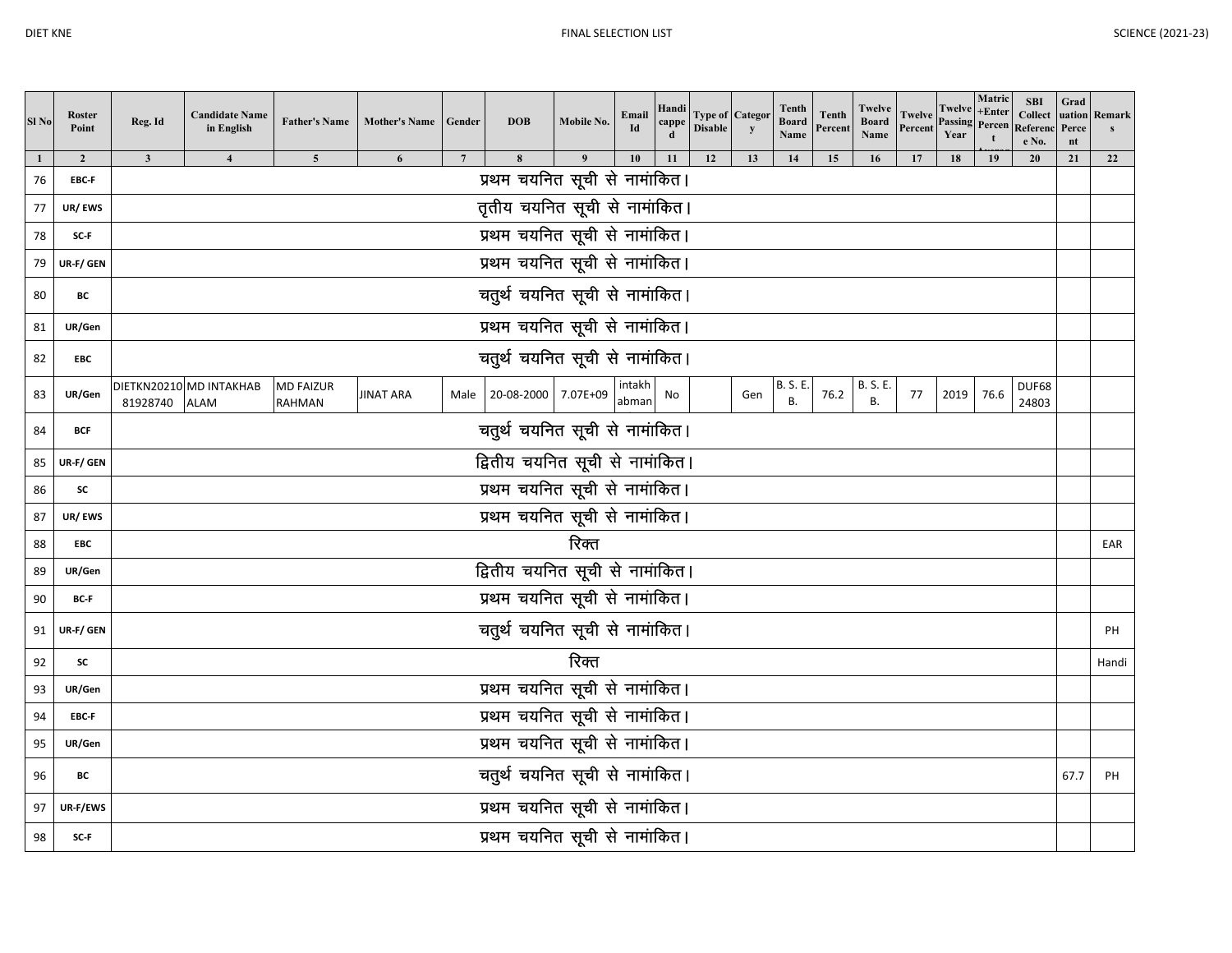| Sl No | Roster Point | Reg. Id | Candidate Name in English | Father's Name | Mother's Name | Gender | DOB | Mobile No. | Email Id | Handicapped | Type of Disable | Category | Tenth Board Name | Tenth Percent | Twelve Board Name | Twelve Percent | Twelve Passing Year | Matric +Enter Percent | SBI Collect Reference No. | Graduation Percent | Remarks |
|---|---|---|---|---|---|---|---|---|---|---|---|---|---|---|---|---|---|---|---|---|---|
| 1 | 2 | 3 | 4 | 5 | 6 | 7 | 8 | 9 | 10 | 11 | 12 | 13 | 14 | 15 | 16 | 17 | 18 | 19 | 20 | 21 | 22 |
| 76 | EBC-F | प्रथम चयनित सूची से नामांकित। | | | | | | | | | | | | | | | | | | | |
| 77 | UR/ EWS | तृतीय चयनित सूची से नामांकित। | | | | | | | | | | | | | | | | | | | |
| 78 | SC-F | प्रथम चयनित सूची से नामांकित। | | | | | | | | | | | | | | | | | | | |
| 79 | UR-F/ GEN | प्रथम चयनित सूची से नामांकित। | | | | | | | | | | | | | | | | | | | |
| 80 | BC | चतुर्थ चयनित सूची से नामांकित। | | | | | | | | | | | | | | | | | | | |
| 81 | UR/Gen | प्रथम चयनित सूची से नामांकित। | | | | | | | | | | | | | | | | | | | |
| 82 | EBC | चतुर्थ चयनित सूची से नामांकित। | | | | | | | | | | | | | | | | | | | |
| 83 | UR/Gen | DIETKN2021081928740 | MD INTAKHAB ALAM | MD FAIZUR RAHMAN | JINAT ARA | Male | 20-08-2000 | 7.07E+09 | intakhabman | No | | Gen | B. S. E. B. | 76.2 | B. S. E. B. | 77 | 2019 | 76.6 | DUF6824803 | | |
| 84 | BCF | चतुर्थ चयनित सूची से नामांकित। | | | | | | | | | | | | | | | | | | | |
| 85 | UR-F/ GEN | द्वितीय चयनित सूची से नामांकित। | | | | | | | | | | | | | | | | | | | |
| 86 | SC | प्रथम चयनित सूची से नामांकित। | | | | | | | | | | | | | | | | | | | |
| 87 | UR/ EWS | प्रथम चयनित सूची से नामांकित। | | | | | | | | | | | | | | | | | | | |
| 88 | EBC | रिक्त | | | | | | | | | | | | | | | | | | | EAR |
| 89 | UR/Gen | द्वितीय चयनित सूची से नामांकित। | | | | | | | | | | | | | | | | | | | |
| 90 | BC-F | प्रथम चयनित सूची से नामांकित। | | | | | | | | | | | | | | | | | | | |
| 91 | UR-F/ GEN | चतुर्थ चयनित सूची से नामांकित। | | | | | | | | | | | | | | | | | | | PH |
| 92 | SC | रिक्त | | | | | | | | | | | | | | | | | | | Handi |
| 93 | UR/Gen | प्रथम चयनित सूची से नामांकित। | | | | | | | | | | | | | | | | | | | |
| 94 | EBC-F | प्रथम चयनित सूची से नामांकित। | | | | | | | | | | | | | | | | | | | |
| 95 | UR/Gen | प्रथम चयनित सूची से नामांकित। | | | | | | | | | | | | | | | | | | | |
| 96 | BC | चतुर्थ चयनित सूची से नामांकित। | | | | | | | | | | | | | | | | | | 67.7 | PH |
| 97 | UR-F/EWS | प्रथम चयनित सूची से नामांकित। | | | | | | | | | | | | | | | | | | | |
| 98 | SC-F | प्रथम चयनित सूची से नामांकित। | | | | | | | | | | | | | | | | | | | |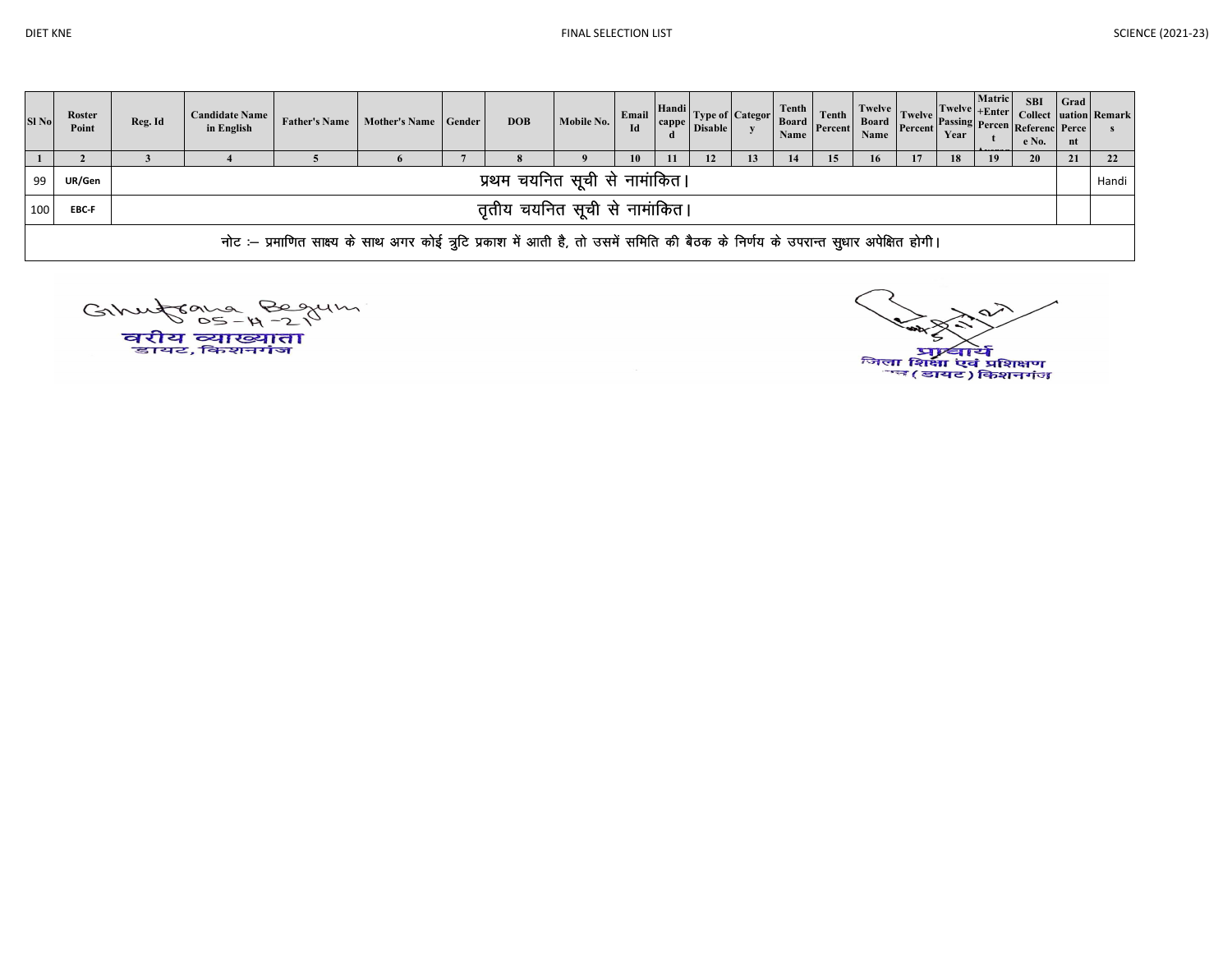| Sl No | Roster Point | Reg. Id | Candidate Name in English | Father's Name | Mother's Name | Gender | DOB | Mobile No. | Email Id | Handicapped | Type of Disable | Category | Tenth Board Name | Tenth Percent | Twelve Board Name | Twelve Percent | Twelve Passing Year | Matric+Enter Percent | SBI Collect Reference No. | Graduation Percent | Remarks |
|---|---|---|---|---|---|---|---|---|---|---|---|---|---|---|---|---|---|---|---|---|---|
| 1 | 2 | 3 | 4 | 5 | 6 | 7 | 8 | 9 | 10 | 11 | 12 | 13 | 14 | 15 | 16 | 17 | 18 | 19 | 20 | 21 | 22 |
| 99 | UR/Gen | प्रथम चयनित सूची से नामांकित। | | | | | | | | | | | | | | | | | | | Handi |
| 100 | EBC-F | तृतीय चयनित सूची से नामांकित। | | | | | | | | | | | | | | | | | | | |

नोट :– प्रमाणित साक्ष्य के साथ अगर कोई त्रुटि प्रकाश में आती है, तो उसमें समिति की बैठक के निर्णय के उपरान्त सुधार अपेक्षित होगी।

Ghufrana Begum
05-11-21
वरीय व्याख्याता
डायट, किशनगंज

प्राचार्य
जिला शिक्षा एवं प्रशिक्षण
संस्थान (डायट) किशनगंज